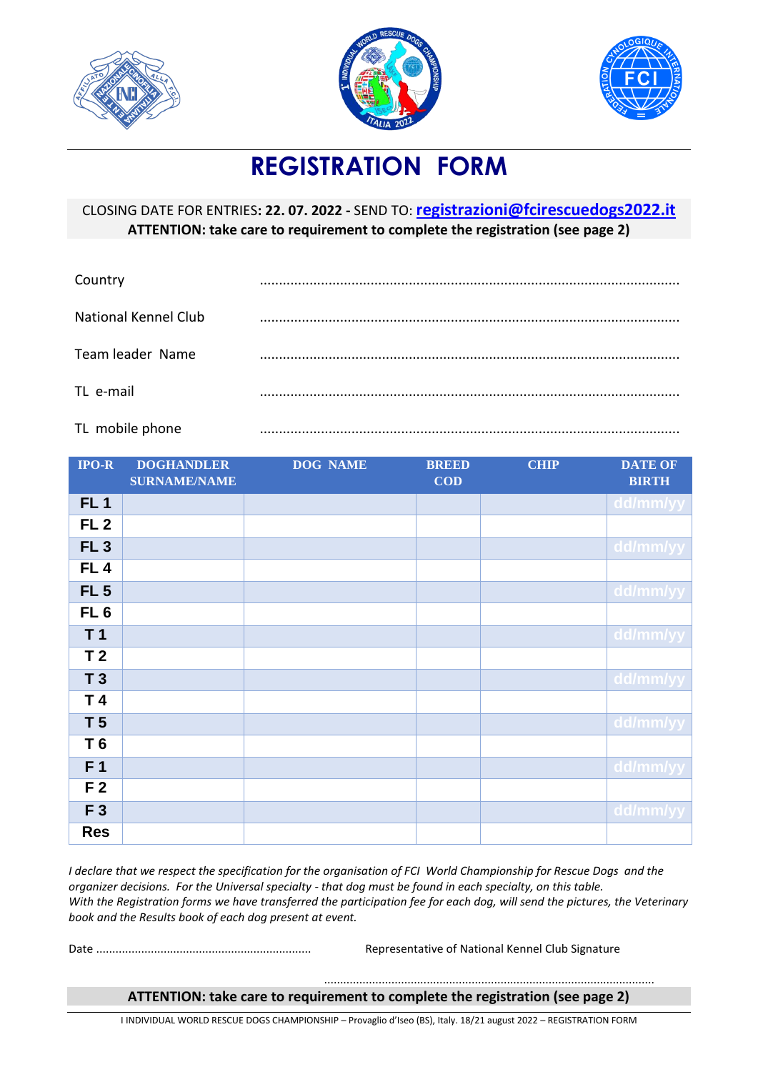# REGISTRATION FORM

CLOSING DATE FOR ENTRIES**: 22. 07. 2022 -** SEND TO: **registrazioni@fcirescuedogs2022.it**

**ATTENTION: take care to requirement to complete the registration (see page 2)**

Country ..............................................................................................................

National Kennel Club ..............................................................................................................

Team leader Name ..............................................................................................................

TL e-mail ..............................................................................................................

TL mobile phone ..............................................................................................................

| IPO-R | DOGHANDLER SURNAME/NAME | DOG NAME | BREED COD | CHIP | DATE OF BIRTH |
|---|---|---|---|---|---|
| **FL 1** | | | | | dd/mm/yy |
| **FL 2** | | | | | |
| **FL 3** | | | | | dd/mm/yy |
| **FL 4** | | | | | |
| **FL 5** | | | | | dd/mm/yy |
| **FL 6** | | | | | |
| **T 1** | | | | | dd/mm/yy |
| **T 2** | | | | | |
| **T 3** | | | | | dd/mm/yy |
| **T 4** | | | | | |
| **T 5** | | | | | dd/mm/yy |
| **T 6** | | | | | |
| **F 1** | | | | | dd/mm/yy |
| **F 2** | | | | | |
| **F 3** | | | | | dd/mm/yy |
| **Res** | | | | | |

*I declare that we respect the specification for the organisation of FCI World Championship for Rescue Dogs and the organizer decisions. For the Universal specialty - that dog must be found in each specialty, on this table. With the Registration forms we have transferred the participation fee for each dog, will send the pictures, the Veterinary book and the Results book of each dog present at event.*

Date .................................................................. Representative of National Kennel Club Signature

..................................................................................................

**ATTENTION: take care to requirement to complete the registration (see page 2)**

I INDIVIDUAL WORLD RESCUE DOGS CHAMPIONSHIP – Provaglio d'Iseo (BS), Italy. 18/21 august 2022 – REGISTRATION FORM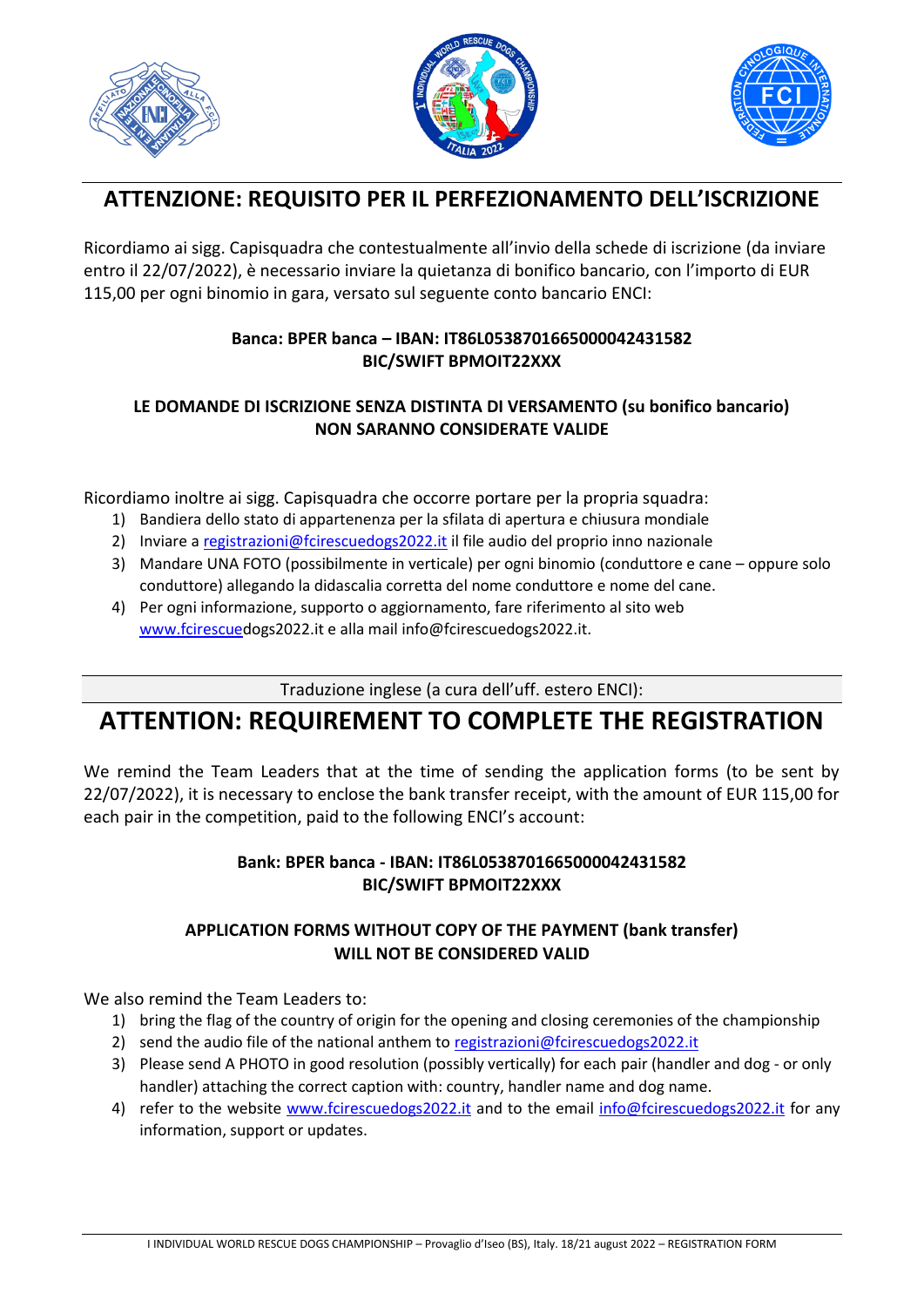# ATTENZIONE: REQUISITO PER IL PERFEZIONAMENTO DELL'ISCRIZIONE

Ricordiamo ai sigg. Capisquadra che contestualmente all'invio della schede di iscrizione (da inviare entro il 22/07/2022), è necessario inviare la quietanza di bonifico bancario, con l'importo di EUR 115,00 per ogni binomio in gara, versato sul seguente conto bancario ENCI:

**Banca: BPER banca – IBAN: IT86L0538701665000042431582**
**BIC/SWIFT BPMOIT22XXX**

**LE DOMANDE DI ISCRIZIONE SENZA DISTINTA DI VERSAMENTO (su bonifico bancario) NON SARANNO CONSIDERATE VALIDE**

Ricordiamo inoltre ai sigg. Capisquadra che occorre portare per la propria squadra:

1) Bandiera dello stato di appartenenza per la sfilata di apertura e chiusura mondiale
2) Inviare a registrazioni@fcirescuedogs2022.it il file audio del proprio inno nazionale
3) Mandare UNA FOTO (possibilmente in verticale) per ogni binomio (conduttore e cane – oppure solo conduttore) allegando la didascalia corretta del nome conduttore e nome del cane.
4) Per ogni informazione, supporto o aggiornamento, fare riferimento al sito web www.fcirescuedogs2022.it e alla mail info@fcirescuedogs2022.it.

Traduzione inglese (a cura dell'uff. estero ENCI):

# ATTENTION: REQUIREMENT TO COMPLETE THE REGISTRATION

We remind the Team Leaders that at the time of sending the application forms (to be sent by 22/07/2022), it is necessary to enclose the bank transfer receipt, with the amount of EUR 115,00 for each pair in the competition, paid to the following ENCI's account:

**Bank: BPER banca - IBAN: IT86L0538701665000042431582**
**BIC/SWIFT BPMOIT22XXX**

**APPLICATION FORMS WITHOUT COPY OF THE PAYMENT (bank transfer) WILL NOT BE CONSIDERED VALID**

We also remind the Team Leaders to:

1) bring the flag of the country of origin for the opening and closing ceremonies of the championship
2) send the audio file of the national anthem to registrazioni@fcirescuedogs2022.it
3) Please send A PHOTO in good resolution (possibly vertically) for each pair (handler and dog - or only handler) attaching the correct caption with: country, handler name and dog name.
4) refer to the website www.fcirescuedogs2022.it and to the email info@fcirescuedogs2022.it for any information, support or updates.